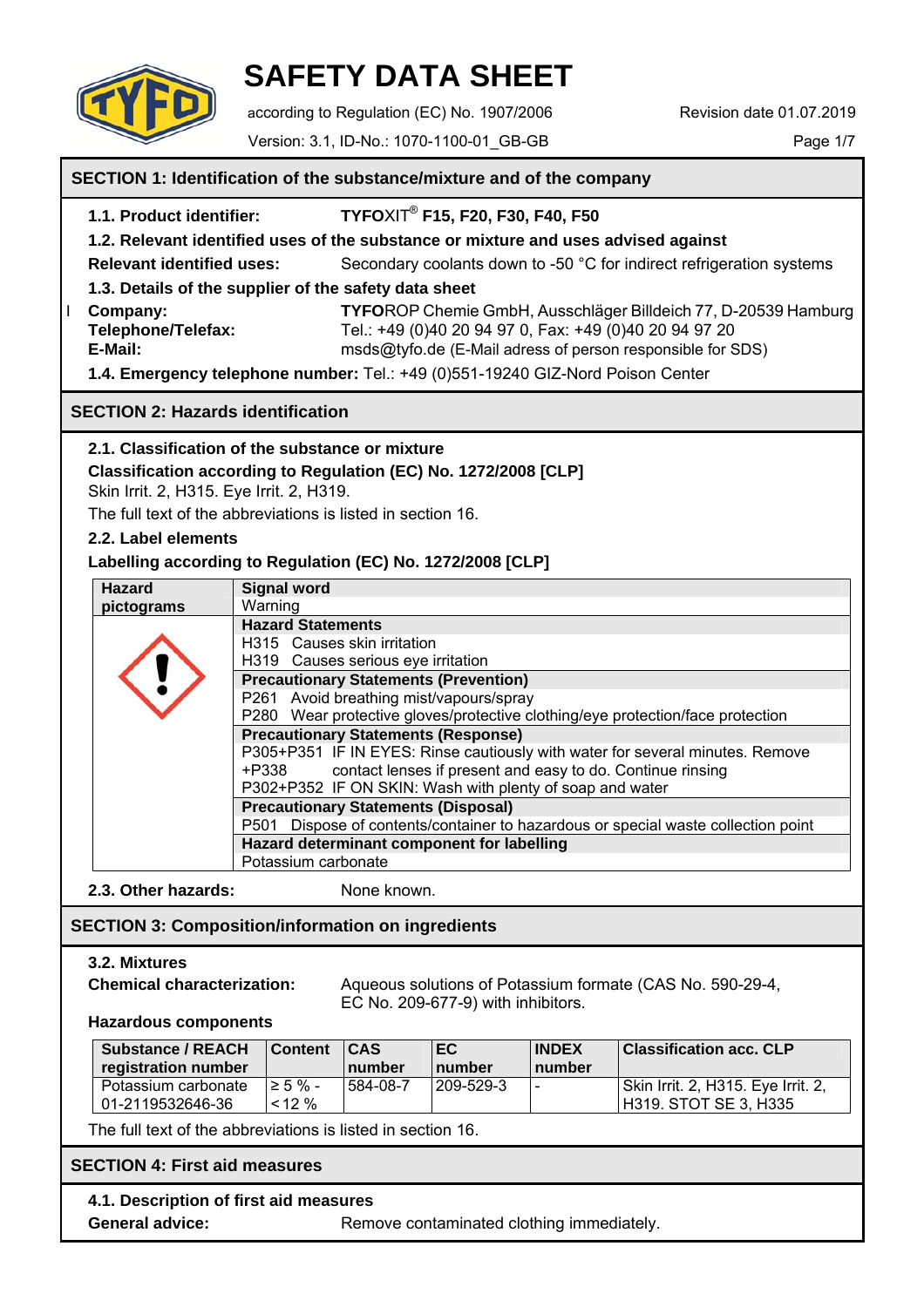# SAFETY DATA SHEET

according to Regulation (EC) No. 1907/2006

Revision date 01.07.2019

Version: 3.1, ID-No.: 1070-1100-01_GB-GB

## SECTION 1: Identification of the substance/mixture and of the company

**1.1. Product identifier:** **TYFOXIT® F15, F20, F30, F40, F50**

**1.2. Relevant identified uses of the substance or mixture and uses advised against**

**Relevant identified uses:** Secondary coolants down to -50 °C for indirect refrigeration systems

**1.3. Details of the supplier of the safety data sheet**

**Company:** **TYFO**ROP Chemie GmbH, Ausschläger Billdeich 77, D-20539 Hamburg
**Telephone/Telefax:** Tel.: +49 (0)40 20 94 97 0, Fax: +49 (0)40 20 94 97 20
**E-Mail:** msds@tyfo.de (E-Mail adress of person responsible for SDS)

**1.4. Emergency telephone number:** Tel.: +49 (0)551-19240 GIZ-Nord Poison Center

## SECTION 2: Hazards identification

**2.1. Classification of the substance or mixture**

**Classification according to Regulation (EC) No. 1272/2008 [CLP]**

Skin Irrit. 2, H315. Eye Irrit. 2, H319.

The full text of the abbreviations is listed in section 16.

**2.2. Label elements**

**Labelling according to Regulation (EC) No. 1272/2008 [CLP]**

| Hazard pictograms | Signal word |
|---|---|
| | Warning |
| | **Hazard Statements** |
| | H315 Causes skin irritation<br>H319 Causes serious eye irritation |
| | **Precautionary Statements (Prevention)** |
| | P261 Avoid breathing mist/vapours/spray<br>P280 Wear protective gloves/protective clothing/eye protection/face protection |
| | **Precautionary Statements (Response)** |
| | P305+P351+P338 IF IN EYES: Rinse cautiously with water for several minutes. Remove contact lenses if present and easy to do. Continue rinsing<br>P302+P352 IF ON SKIN: Wash with plenty of soap and water |
| | **Precautionary Statements (Disposal)** |
| | P501 Dispose of contents/container to hazardous or special waste collection point |
| | **Hazard determinant component for labelling** |
| | Potassium carbonate |

**2.3. Other hazards:** None known.

## SECTION 3: Composition/information on ingredients

**3.2. Mixtures**

**Chemical characterization:** Aqueous solutions of Potassium formate (CAS No. 590-29-4, EC No. 209-677-9) with inhibitors.

**Hazardous components**

| Substance / REACH registration number | Content | CAS number | EC number | INDEX number | Classification acc. CLP |
|---|---|---|---|---|---|
| Potassium carbonate<br>01-2119532646-36 | ≥ 5 % - < 12 % | 584-08-7 | 209-529-3 | - | Skin Irrit. 2, H315. Eye Irrit. 2, H319. STOT SE 3, H335 |

The full text of the abbreviations is listed in section 16.

## SECTION 4: First aid measures

**4.1. Description of first aid measures**

**General advice:** Remove contaminated clothing immediately.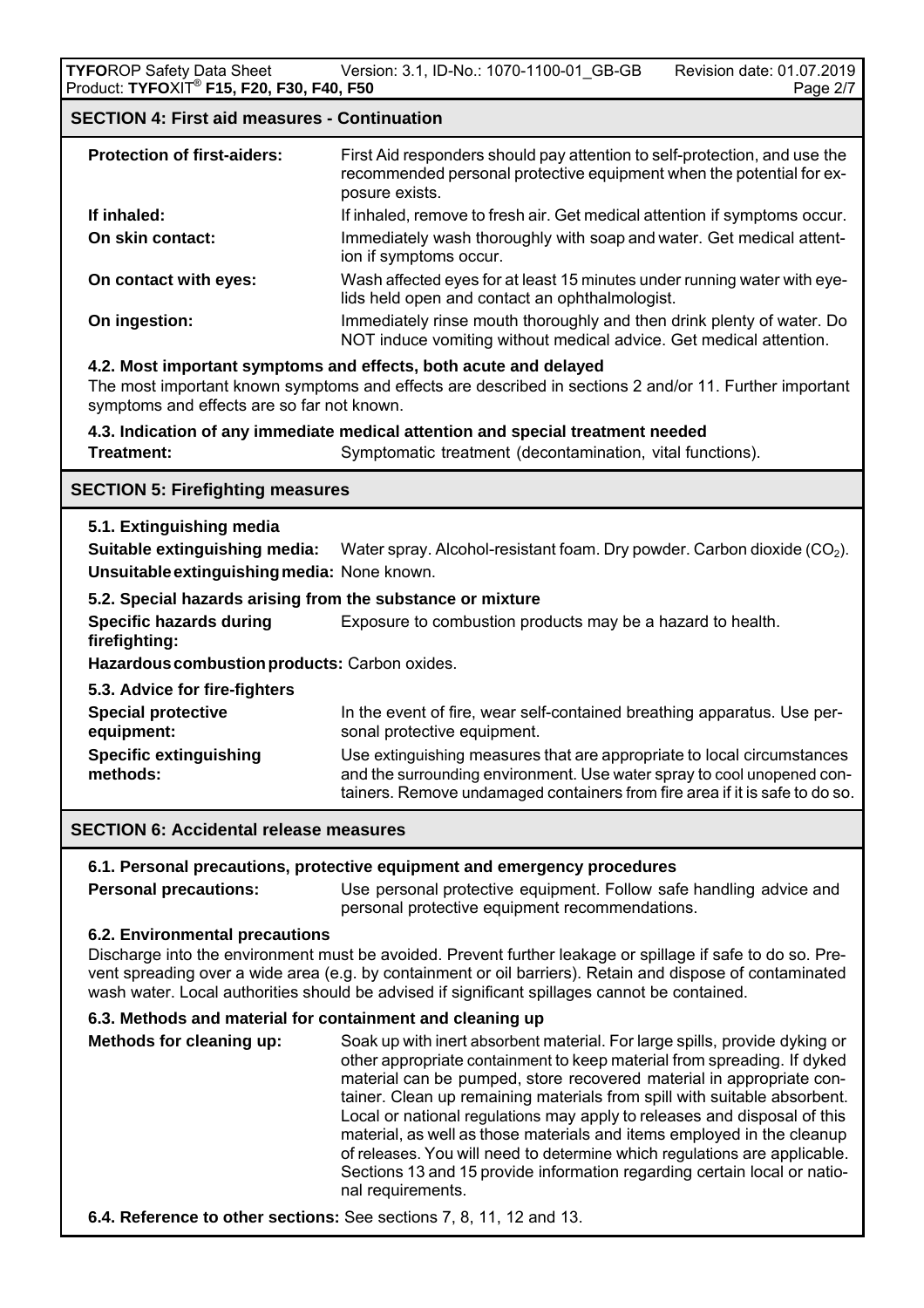## SECTION 4: First aid measures - Continuation

**Protection of first-aiders:** First Aid responders should pay attention to self-protection, and use the recommended personal protective equipment when the potential for exposure exists.

**If inhaled:** If inhaled, remove to fresh air. Get medical attention if symptoms occur.

**On skin contact:** Immediately wash thoroughly with soap and water. Get medical attention if symptoms occur.

**On contact with eyes:** Wash affected eyes for at least 15 minutes under running water with eyelids held open and contact an ophthalmologist.

**On ingestion:** Immediately rinse mouth thoroughly and then drink plenty of water. Do NOT induce vomiting without medical advice. Get medical attention.

### 4.2. Most important symptoms and effects, both acute and delayed

The most important known symptoms and effects are described in sections 2 and/or 11. Further important symptoms and effects are so far not known.

### 4.3. Indication of any immediate medical attention and special treatment needed

**Treatment:** Symptomatic treatment (decontamination, vital functions).

## SECTION 5: Firefighting measures

### 5.1. Extinguishing media

**Suitable extinguishing media:** Water spray. Alcohol-resistant foam. Dry powder. Carbon dioxide ($CO_2$).

**Unsuitable extinguishing media:** None known.

### 5.2. Special hazards arising from the substance or mixture

**Specific hazards during firefighting:** Exposure to combustion products may be a hazard to health.

**Hazardous combustion products:** Carbon oxides.

### 5.3. Advice for fire-fighters

**Special protective equipment:** In the event of fire, wear self-contained breathing apparatus. Use personal protective equipment.

**Specific extinguishing methods:** Use extinguishing measures that are appropriate to local circumstances and the surrounding environment. Use water spray to cool unopened containers. Remove undamaged containers from fire area if it is safe to do so.

## SECTION 6: Accidental release measures

### 6.1. Personal precautions, protective equipment and emergency procedures

**Personal precautions:** Use personal protective equipment. Follow safe handling advice and personal protective equipment recommendations.

### 6.2. Environmental precautions

Discharge into the environment must be avoided. Prevent further leakage or spillage if safe to do so. Prevent spreading over a wide area (e.g. by containment or oil barriers). Retain and dispose of contaminated wash water. Local authorities should be advised if significant spillages cannot be contained.

### 6.3. Methods and material for containment and cleaning up

**Methods for cleaning up:** Soak up with inert absorbent material. For large spills, provide dyking or other appropriate containment to keep material from spreading. If dyked material can be pumped, store recovered material in appropriate container. Clean up remaining materials from spill with suitable absorbent. Local or national regulations may apply to releases and disposal of this material, as well as those materials and items employed in the cleanup of releases. You will need to determine which regulations are applicable. Sections 13 and 15 provide information regarding certain local or national requirements.

**6.4. Reference to other sections:** See sections 7, 8, 11, 12 and 13.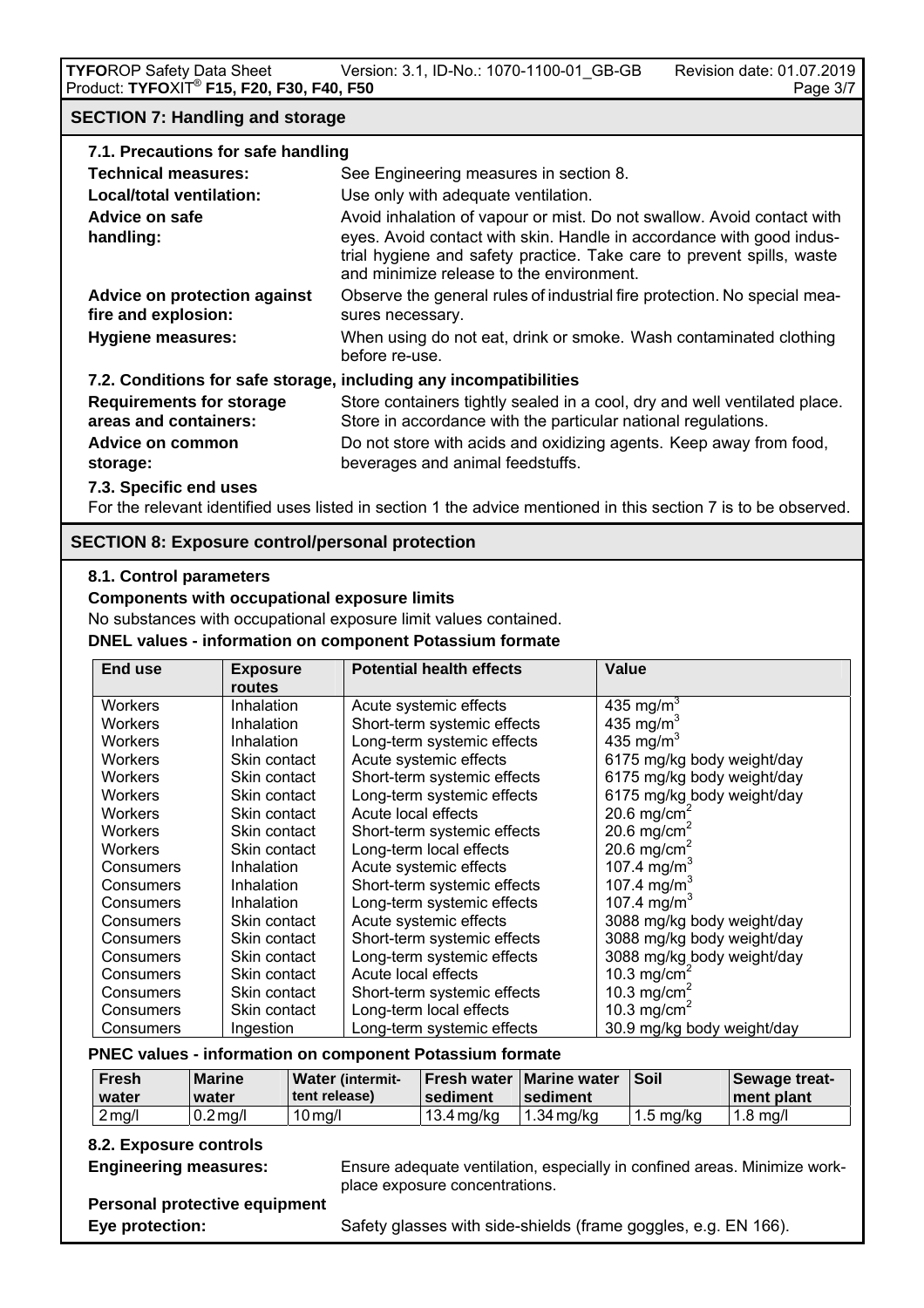## SECTION 7: Handling and storage

### 7.1. Precautions for safe handling

**Technical measures:** See Engineering measures in section 8.

**Local/total ventilation:** Use only with adequate ventilation.

**Advice on safe handling:** Avoid inhalation of vapour or mist. Do not swallow. Avoid contact with eyes. Avoid contact with skin. Handle in accordance with good industrial hygiene and safety practice. Take care to prevent spills, waste and minimize release to the environment.

**Advice on protection against fire and explosion:** Observe the general rules of industrial fire protection. No special measures necessary.

**Hygiene measures:** When using do not eat, drink or smoke. Wash contaminated clothing before re-use.

### 7.2. Conditions for safe storage, including any incompatibilities

**Requirements for storage areas and containers:** Store containers tightly sealed in a cool, dry and well ventilated place. Store in accordance with the particular national regulations.

**Advice on common storage:** Do not store with acids and oxidizing agents. Keep away from food, beverages and animal feedstuffs.

### 7.3. Specific end uses

For the relevant identified uses listed in section 1 the advice mentioned in this section 7 is to be observed.

## SECTION 8: Exposure control/personal protection

### 8.1. Control parameters

**Components with occupational exposure limits**

No substances with occupational exposure limit values contained.

**DNEL values - information on component Potassium formate**

| End use | Exposure routes | Potential health effects | Value |
|---|---|---|---|
| Workers | Inhalation | Acute systemic effects | 435 mg/m$^3$ |
| Workers | Inhalation | Short-term systemic effects | 435 mg/m$^3$ |
| Workers | Inhalation | Long-term systemic effects | 435 mg/m$^3$ |
| Workers | Skin contact | Acute systemic effects | 6175 mg/kg body weight/day |
| Workers | Skin contact | Short-term systemic effects | 6175 mg/kg body weight/day |
| Workers | Skin contact | Long-term systemic effects | 6175 mg/kg body weight/day |
| Workers | Skin contact | Acute local effects | 20.6 mg/cm$^2$ |
| Workers | Skin contact | Short-term systemic effects | 20.6 mg/cm$^2$ |
| Workers | Skin contact | Long-term local effects | 20.6 mg/cm$^2$ |
| Consumers | Inhalation | Acute systemic effects | 107.4 mg/m$^3$ |
| Consumers | Inhalation | Short-term systemic effects | 107.4 mg/m$^3$ |
| Consumers | Inhalation | Long-term systemic effects | 107.4 mg/m$^3$ |
| Consumers | Skin contact | Acute systemic effects | 3088 mg/kg body weight/day |
| Consumers | Skin contact | Short-term systemic effects | 3088 mg/kg body weight/day |
| Consumers | Skin contact | Long-term systemic effects | 3088 mg/kg body weight/day |
| Consumers | Skin contact | Acute local effects | 10.3 mg/cm$^2$ |
| Consumers | Skin contact | Short-term systemic effects | 10.3 mg/cm$^2$ |
| Consumers | Skin contact | Long-term local effects | 10.3 mg/cm$^2$ |
| Consumers | Ingestion | Long-term systemic effects | 30.9 mg/kg body weight/day |

**PNEC values - information on component Potassium formate**

| Fresh water | Marine water | Water (intermittent release) | Fresh water sediment | Marine water sediment | Soil | Sewage treatment plant |
|---|---|---|---|---|---|---|
| 2 mg/l | 0.2 mg/l | 10 mg/l | 13.4 mg/kg | 1.34 mg/kg | 1.5 mg/kg | 1.8 mg/l |

### 8.2. Exposure controls

**Engineering measures:** Ensure adequate ventilation, especially in confined areas. Minimize workplace exposure concentrations.

**Personal protective equipment**

**Eye protection:** Safety glasses with side-shields (frame goggles, e.g. EN 166).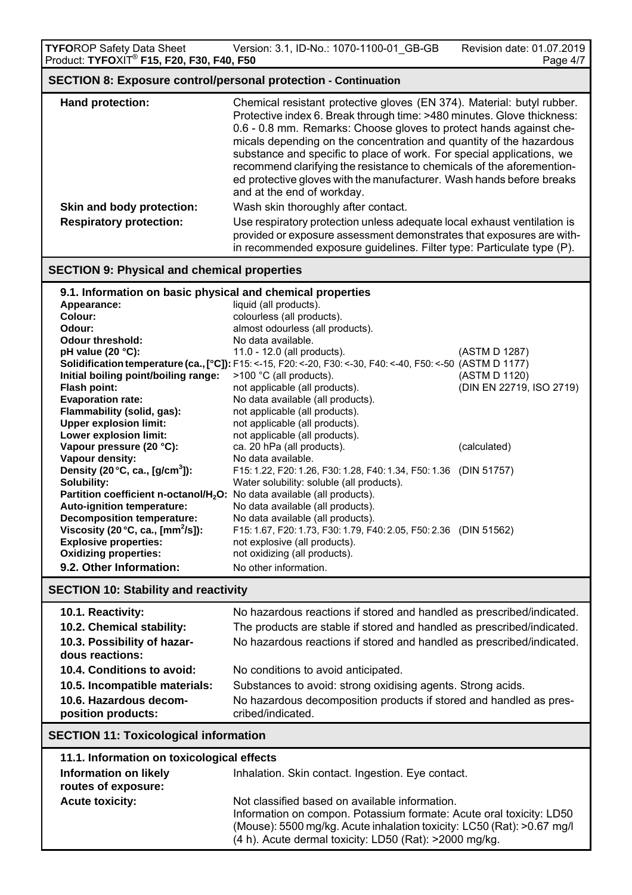## SECTION 8: Exposure control/personal protection - Continuation

| | |
|---|---|
| **Hand protection:** | Chemical resistant protective gloves (EN 374). Material: butyl rubber. Protective index 6. Break through time: >480 minutes. Glove thickness: 0.6 - 0.8 mm. Remarks: Choose gloves to protect hands against chemicals depending on the concentration and quantity of the hazardous substance and specific to place of work. For special applications, we recommend clarifying the resistance to chemicals of the aforementioned protective gloves with the manufacturer. Wash hands before breaks and at the end of workday. |
| **Skin and body protection:** | Wash skin thoroughly after contact. |
| **Respiratory protection:** | Use respiratory protection unless adequate local exhaust ventilation is provided or exposure assessment demonstrates that exposures are within recommended exposure guidelines. Filter type: Particulate type (P). |

## SECTION 9: Physical and chemical properties

### 9.1. Information on basic physical and chemical properties

| | | |
|---|---|---|
| **Appearance:** | liquid (all products). | |
| **Colour:** | colourless (all products). | |
| **Odour:** | almost odourless (all products). | |
| **Odour threshold:** | No data available. | |
| **pH value (20 °C):** | 11.0 - 12.0 (all products). | (ASTM D 1287) |
| **Solidification temperature (ca., [°C]):** | F15: <-15, F20: <-20, F30: <-30, F40: <-40, F50: <-50 | (ASTM D 1177) |
| **Initial boiling point/boiling range:** | >100 °C (all products). | (ASTM D 1120) |
| **Flash point:** | not applicable (all products). | (DIN EN 22719, ISO 2719) |
| **Evaporation rate:** | No data available (all products). | |
| **Flammability (solid, gas):** | not applicable (all products). | |
| **Upper explosion limit:** | not applicable (all products). | |
| **Lower explosion limit:** | not applicable (all products). | |
| **Vapour pressure (20 °C):** | ca. 20 hPa (all products). | (calculated) |
| **Vapour density:** | No data available. | |
| **Density (20 °C, ca., [g/cm$^3$]):** | F15: 1.22, F20: 1.26, F30: 1.28, F40: 1.34, F50: 1.36 | (DIN 51757) |
| **Solubility:** | Water solubility: soluble (all products). | |
| **Partition coefficient n-octanol/$H_2O$:** | No data available (all products). | |
| **Auto-ignition temperature:** | No data available (all products). | |
| **Decomposition temperature:** | No data available (all products). | |
| **Viscosity (20 °C, ca., [mm$^2$/s]):** | F15: 1.67, F20: 1.73, F30: 1.79, F40: 2.05, F50: 2.36 | (DIN 51562) |
| **Explosive properties:** | not explosive (all products). | |
| **Oxidizing properties:** | not oxidizing (all products). | |
| **9.2. Other Information:** | No other information. | |

## SECTION 10: Stability and reactivity

| | |
|---|---|
| **10.1. Reactivity:** | No hazardous reactions if stored and handled as prescribed/indicated. |
| **10.2. Chemical stability:** | The products are stable if stored and handled as prescribed/indicated. |
| **10.3. Possibility of hazardous reactions:** | No hazardous reactions if stored and handled as prescribed/indicated. |
| **10.4. Conditions to avoid:** | No conditions to avoid anticipated. |
| **10.5. Incompatible materials:** | Substances to avoid: strong oxidising agents. Strong acids. |
| **10.6. Hazardous decomposition products:** | No hazardous decomposition products if stored and handled as prescribed/indicated. |

## SECTION 11: Toxicological information

### 11.1. Information on toxicological effects

| | |
|---|---|
| **Information on likely routes of exposure:** | Inhalation. Skin contact. Ingestion. Eye contact. |
| **Acute toxicity:** | Not classified based on available information. Information on compon. Potassium formate: Acute oral toxicity: LD50 (Mouse): 5500 mg/kg. Acute inhalation toxicity: LC50 (Rat): >0.67 mg/l (4 h). Acute dermal toxicity: LD50 (Rat): >2000 mg/kg. |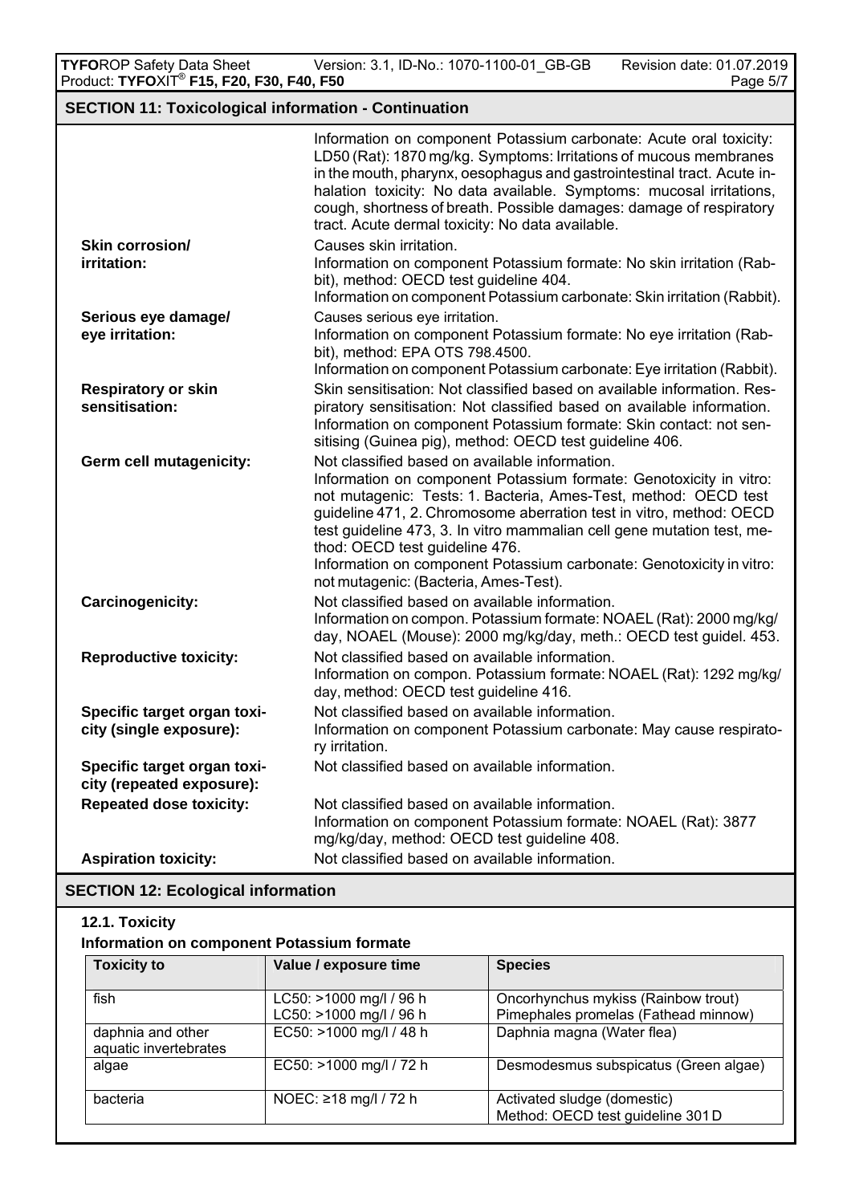## SECTION 11: Toxicological information - Continuation

Information on component Potassium carbonate: Acute oral toxicity: LD50 (Rat): 1870 mg/kg. Symptoms: Irritations of mucous membranes in the mouth, pharynx, oesophagus and gastrointestinal tract. Acute inhalation toxicity: No data available. Symptoms: mucosal irritations, cough, shortness of breath. Possible damages: damage of respiratory tract. Acute dermal toxicity: No data available.

**Skin corrosion/ irritation:** Causes skin irritation.
Information on component Potassium formate: No skin irritation (Rabbit), method: OECD test guideline 404.
Information on component Potassium carbonate: Skin irritation (Rabbit).

**Serious eye damage/ eye irritation:** Causes serious eye irritation.
Information on component Potassium formate: No eye irritation (Rabbit), method: EPA OTS 798.4500.
Information on component Potassium carbonate: Eye irritation (Rabbit).

**Respiratory or skin sensitisation:** Skin sensitisation: Not classified based on available information. Respiratory sensitisation: Not classified based on available information. Information on component Potassium formate: Skin contact: not sensitising (Guinea pig), method: OECD test guideline 406.

**Germ cell mutagenicity:** Not classified based on available information.
Information on component Potassium formate: Genotoxicity in vitro: not mutagenic: Tests: 1. Bacteria, Ames-Test, method: OECD test guideline 471, 2. Chromosome aberration test in vitro, method: OECD test guideline 473, 3. In vitro mammalian cell gene mutation test, method: OECD test guideline 476.
Information on component Potassium carbonate: Genotoxicity in vitro: not mutagenic: (Bacteria, Ames-Test).

**Carcinogenicity:** Not classified based on available information.
Information on compon. Potassium formate: NOAEL (Rat): 2000 mg/kg/day, NOAEL (Mouse): 2000 mg/kg/day, meth.: OECD test guidel. 453.

**Reproductive toxicity:** Not classified based on available information.
Information on compon. Potassium formate: NOAEL (Rat): 1292 mg/kg/day, method: OECD test guideline 416.

**Specific target organ toxicity (single exposure):** Not classified based on available information.
Information on component Potassium carbonate: May cause respiratory irritation.

**Specific target organ toxicity (repeated exposure):** Not classified based on available information.

**Repeated dose toxicity:** Not classified based on available information.
Information on component Potassium formate: NOAEL (Rat): 3877 mg/kg/day, method: OECD test guideline 408.

**Aspiration toxicity:** Not classified based on available information.

## SECTION 12: Ecological information

### 12.1. Toxicity

**Information on component Potassium formate**

| Toxicity to | Value / exposure time | Species |
|---|---|---|
| fish | LC50: >1000 mg/l / 96 h<br>LC50: >1000 mg/l / 96 h | Oncorhynchus mykiss (Rainbow trout)<br>Pimephales promelas (Fathead minnow) |
| daphnia and other aquatic invertebrates | EC50: >1000 mg/l / 48 h | Daphnia magna (Water flea) |
| algae | EC50: >1000 mg/l / 72 h | Desmodesmus subspicatus (Green algae) |
| bacteria | NOEC: ≥18 mg/l / 72 h | Activated sludge (domestic)<br>Method: OECD test guideline 301 D |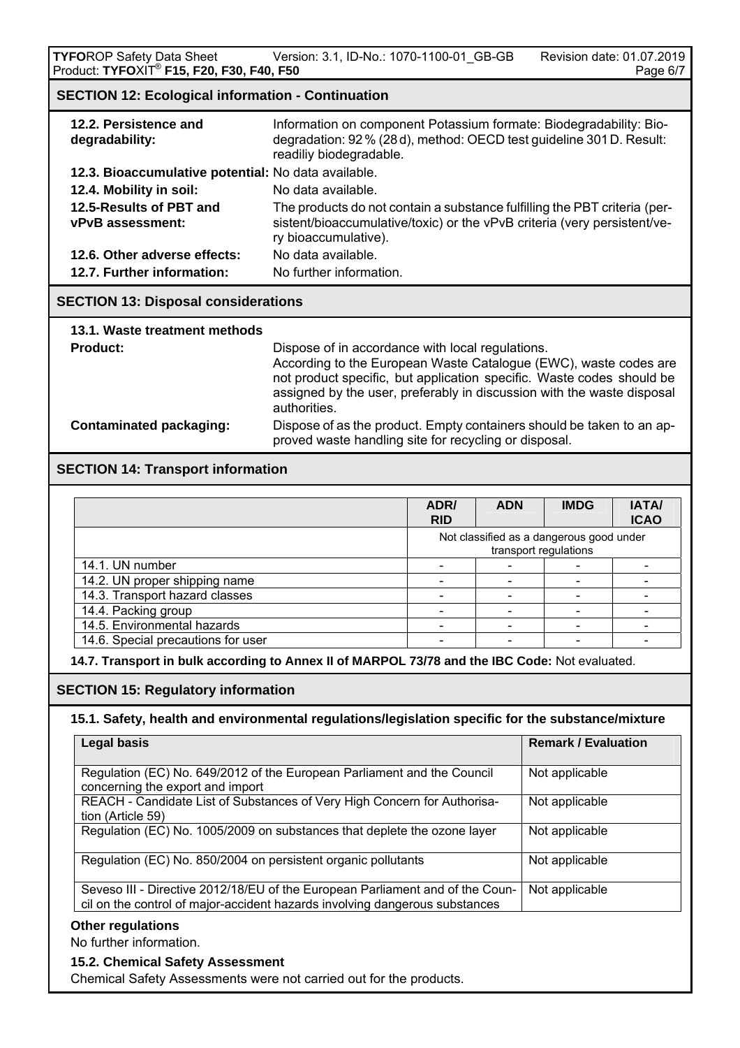## SECTION 12: Ecological information - Continuation

**12.2. Persistence and degradability:** Information on component Potassium formate: Biodegradability: Biodegradation: 92 % (28 d), method: OECD test guideline 301 D. Result: readiliy biodegradable.

**12.3. Bioaccumulative potential:** No data available.

**12.4. Mobility in soil:** No data available.

**12.5-Results of PBT and vPvB assessment:** The products do not contain a substance fulfilling the PBT criteria (persistent/bioaccumulative/toxic) or the vPvB criteria (very persistent/very bioaccumulative).

**12.6. Other adverse effects:** No data available.

**12.7. Further information:** No further information.

## SECTION 13: Disposal considerations

**13.1. Waste treatment methods**

**Product:** Dispose of in accordance with local regulations.
According to the European Waste Catalogue (EWC), waste codes are not product specific, but application specific. Waste codes should be assigned by the user, preferably in discussion with the waste disposal authorities.

**Contaminated packaging:** Dispose of as the product. Empty containers should be taken to an approved waste handling site for recycling or disposal.

## SECTION 14: Transport information

| | ADR/ RID | ADN | IMDG | IATA/ ICAO |
|---|---|---|---|---|
| | Not classified as a dangerous good under transport regulations | | | |
| 14.1. UN number | - | - | - | - |
| 14.2. UN proper shipping name | - | - | - | - |
| 14.3. Transport hazard classes | - | - | - | - |
| 14.4. Packing group | - | - | - | - |
| 14.5. Environmental hazards | - | - | - | - |
| 14.6. Special precautions for user | - | - | - | - |

**14.7. Transport in bulk according to Annex II of MARPOL 73/78 and the IBC Code:** Not evaluated.

## SECTION 15: Regulatory information

**15.1. Safety, health and environmental regulations/legislation specific for the substance/mixture**

| Legal basis | Remark / Evaluation |
|---|---|
| Regulation (EC) No. 649/2012 of the European Parliament and the Council concerning the export and import | Not applicable |
| REACH - Candidate List of Substances of Very High Concern for Authorisation (Article 59) | Not applicable |
| Regulation (EC) No. 1005/2009 on substances that deplete the ozone layer | Not applicable |
| Regulation (EC) No. 850/2004 on persistent organic pollutants | Not applicable |
| Seveso III - Directive 2012/18/EU of the European Parliament and of the Council on the control of major-accident hazards involving dangerous substances | Not applicable |

**Other regulations**

No further information.

**15.2. Chemical Safety Assessment**

Chemical Safety Assessments were not carried out for the products.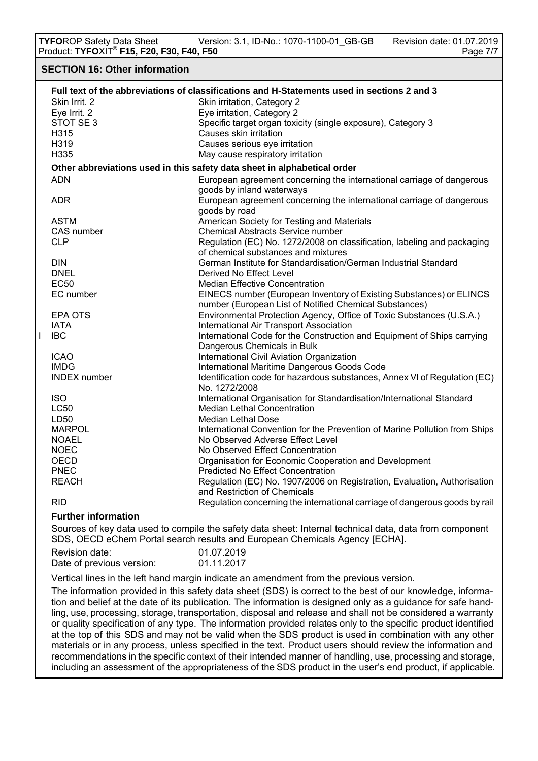## SECTION 16: Other information

**Full text of the abbreviations of classifications and H-Statements used in sections 2 and 3**

| | |
|---|---|
| Skin Irrit. 2 | Skin irritation, Category 2 |
| Eye Irrit. 2 | Eye irritation, Category 2 |
| STOT SE 3 | Specific target organ toxicity (single exposure), Category 3 |
| H315 | Causes skin irritation |
| H319 | Causes serious eye irritation |
| H335 | May cause respiratory irritation |

**Other abbreviations used in this safety data sheet in alphabetical order**

| | |
|---|---|
| ADN | European agreement concerning the international carriage of dangerous goods by inland waterways |
| ADR | European agreement concerning the international carriage of dangerous goods by road |
| ASTM | American Society for Testing and Materials |
| CAS number | Chemical Abstracts Service number |
| CLP | Regulation (EC) No. 1272/2008 on classification, labeling and packaging of chemical substances and mixtures |
| DIN | German Institute for Standardisation/German Industrial Standard |
| DNEL | Derived No Effect Level |
| EC50 | Median Effective Concentration |
| EC number | EINECS number (European Inventory of Existing Substances) or ELINCS number (European List of Notified Chemical Substances) |
| EPA OTS | Environmental Protection Agency, Office of Toxic Substances (U.S.A.) |
| IATA | International Air Transport Association |
| IBC | International Code for the Construction and Equipment of Ships carrying Dangerous Chemicals in Bulk |
| ICAO | International Civil Aviation Organization |
| IMDG | International Maritime Dangerous Goods Code |
| INDEX number | Identification code for hazardous substances, Annex VI of Regulation (EC) No. 1272/2008 |
| ISO | International Organisation for Standardisation/International Standard |
| LC50 | Median Lethal Concentration |
| LD50 | Median Lethal Dose |
| MARPOL | International Convention for the Prevention of Marine Pollution from Ships |
| NOAEL | No Observed Adverse Effect Level |
| NOEC | No Observed Effect Concentration |
| OECD | Organisation for Economic Cooperation and Development |
| PNEC | Predicted No Effect Concentration |
| REACH | Regulation (EC) No. 1907/2006 on Registration, Evaluation, Authorisation and Restriction of Chemicals |
| RID | Regulation concerning the international carriage of dangerous goods by rail |

**Further information**

Sources of key data used to compile the safety data sheet: Internal technical data, data from component SDS, OECD eChem Portal search results and European Chemicals Agency [ECHA].

| | |
|---|---|
| Revision date: | 01.07.2019 |
| Date of previous version: | 01.11.2017 |

Vertical lines in the left hand margin indicate an amendment from the previous version.

The information provided in this safety data sheet (SDS) is correct to the best of our knowledge, information and belief at the date of its publication. The information is designed only as a guidance for safe handling, use, processing, storage, transportation, disposal and release and shall not be considered a warranty or quality specification of any type. The information provided relates only to the specific product identified at the top of this SDS and may not be valid when the SDS product is used in combination with any other materials or in any process, unless specified in the text. Product users should review the information and recommendations in the specific context of their intended manner of handling, use, processing and storage, including an assessment of the appropriateness of the SDS product in the user's end product, if applicable.